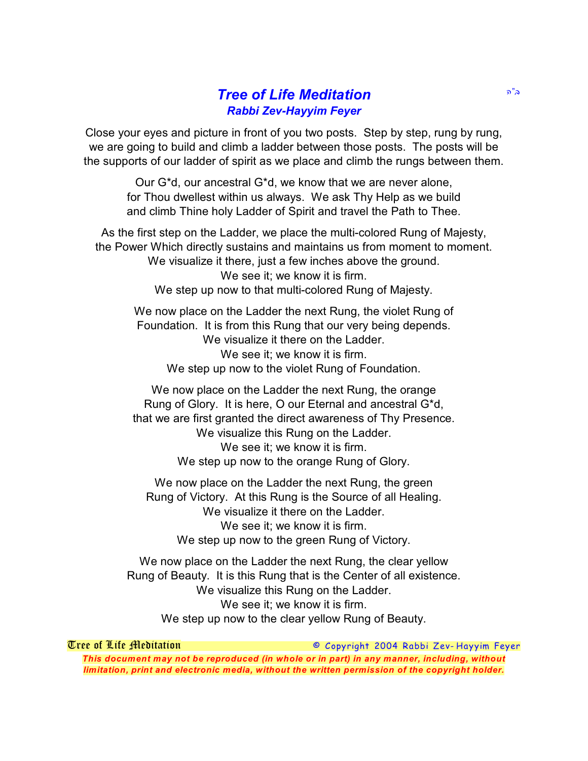# *Tree of Life Meditation*

ב"ה

***Rabbi Zev-Hayyim Feyer***

Close your eyes and picture in front of you two posts. Step by step, rung by rung, we are going to build and climb a ladder between those posts. The posts will be the supports of our ladder of spirit as we place and climb the rungs between them.

Our G*d, our ancestral G*d, we know that we are never alone,
for Thou dwellest within us always. We ask Thy Help as we build
and climb Thine holy Ladder of Spirit and travel the Path to Thee.

As the first step on the Ladder, we place the multi-colored Rung of Majesty,
the Power Which directly sustains and maintains us from moment to moment.
We visualize it there, just a few inches above the ground.
We see it; we know it is firm.
We step up now to that multi-colored Rung of Majesty.

We now place on the Ladder the next Rung, the violet Rung of
Foundation. It is from this Rung that our very being depends.
We visualize it there on the Ladder.
We see it; we know it is firm.
We step up now to the violet Rung of Foundation.

We now place on the Ladder the next Rung, the orange
Rung of Glory. It is here, O our Eternal and ancestral G*d,
that we are first granted the direct awareness of Thy Presence.
We visualize this Rung on the Ladder.
We see it; we know it is firm.
We step up now to the orange Rung of Glory.

We now place on the Ladder the next Rung, the green
Rung of Victory. At this Rung is the Source of all Healing.
We visualize it there on the Ladder.
We see it; we know it is firm.
We step up now to the green Rung of Victory.

We now place on the Ladder the next Rung, the clear yellow
Rung of Beauty. It is this Rung that is the Center of all existence.
We visualize this Rung on the Ladder.
We see it; we know it is firm.
We step up now to the clear yellow Rung of Beauty.

© Copyright 2004 Rabbi Zev-Hayyim Feyer

***This document may not be reproduced (in whole or in part) in any manner, including, without limitation, print and electronic media, without the written permission of the copyright holder.***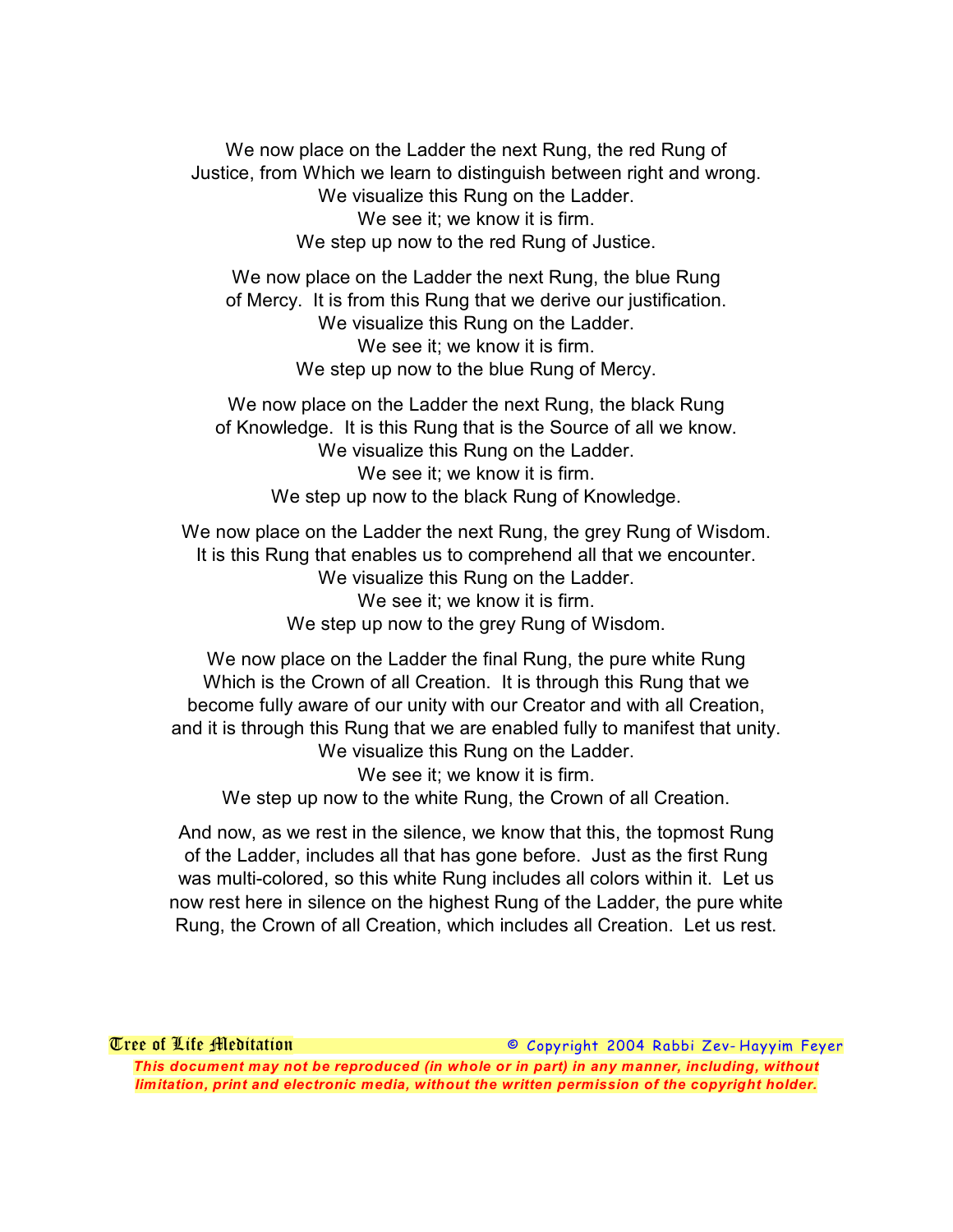We now place on the Ladder the next Rung, the red Rung of Justice, from Which we learn to distinguish between right and wrong.
We visualize this Rung on the Ladder.
We see it; we know it is firm.
We step up now to the red Rung of Justice.

We now place on the Ladder the next Rung, the blue Rung of Mercy. It is from this Rung that we derive our justification.
We visualize this Rung on the Ladder.
We see it; we know it is firm.
We step up now to the blue Rung of Mercy.

We now place on the Ladder the next Rung, the black Rung of Knowledge. It is this Rung that is the Source of all we know.
We visualize this Rung on the Ladder.
We see it; we know it is firm.
We step up now to the black Rung of Knowledge.

We now place on the Ladder the next Rung, the grey Rung of Wisdom.
It is this Rung that enables us to comprehend all that we encounter.
We visualize this Rung on the Ladder.
We see it; we know it is firm.
We step up now to the grey Rung of Wisdom.

We now place on the Ladder the final Rung, the pure white Rung Which is the Crown of all Creation. It is through this Rung that we become fully aware of our unity with our Creator and with all Creation, and it is through this Rung that we are enabled fully to manifest that unity.
We visualize this Rung on the Ladder.
We see it; we know it is firm.
We step up now to the white Rung, the Crown of all Creation.

And now, as we rest in the silence, we know that this, the topmost Rung of the Ladder, includes all that has gone before. Just as the first Rung was multi-colored, so this white Rung includes all colors within it. Let us now rest here in silence on the highest Rung of the Ladder, the pure white Rung, the Crown of all Creation, which includes all Creation. Let us rest.

Tree of Life Meditation © Copyright 2004 Rabbi Zev-Hayyim Feyer

***This document may not be reproduced (in whole or in part) in any manner, including, without limitation, print and electronic media, without the written permission of the copyright holder.***